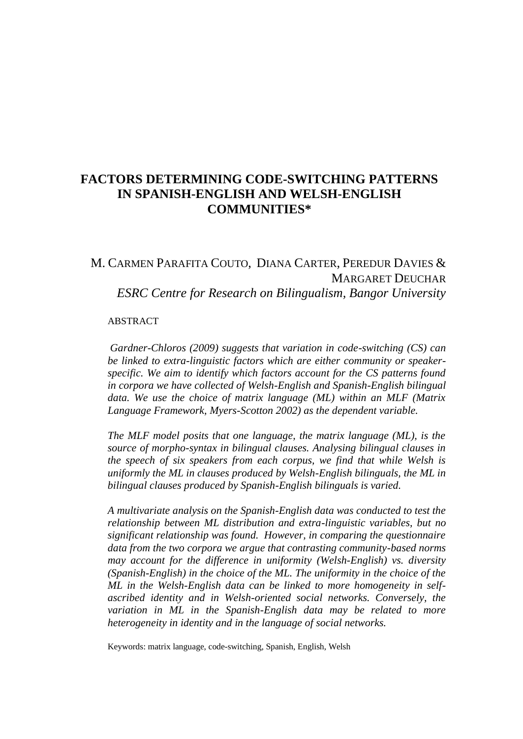# FACTORS DETERMINING CODE-SWITCHING PATTERNS IN SPANISH-ENGLISH AND WELSH-ENGLISH COMMUNITIES*

M. CARMEN PARAFITA COUTO, DIANA CARTER, PEREDUR DAVIES & MARGARET DEUCHAR

*ESRC Centre for Research on Bilingualism, Bangor University*

ABSTRACT

*Gardner-Chloros (2009) suggests that variation in code-switching (CS) can be linked to extra-linguistic factors which are either community or speaker-specific. We aim to identify which factors account for the CS patterns found in corpora we have collected of Welsh-English and Spanish-English bilingual data. We use the choice of matrix language (ML) within an MLF (Matrix Language Framework, Myers-Scotton 2002) as the dependent variable.*

*The MLF model posits that one language, the matrix language (ML), is the source of morpho-syntax in bilingual clauses. Analysing bilingual clauses in the speech of six speakers from each corpus, we find that while Welsh is uniformly the ML in clauses produced by Welsh-English bilinguals, the ML in bilingual clauses produced by Spanish-English bilinguals is varied.*

*A multivariate analysis on the Spanish-English data was conducted to test the relationship between ML distribution and extra-linguistic variables, but no significant relationship was found. However, in comparing the questionnaire data from the two corpora we argue that contrasting community-based norms may account for the difference in uniformity (Welsh-English) vs. diversity (Spanish-English) in the choice of the ML. The uniformity in the choice of the ML in the Welsh-English data can be linked to more homogeneity in self-ascribed identity and in Welsh-oriented social networks. Conversely, the variation in ML in the Spanish-English data may be related to more heterogeneity in identity and in the language of social networks.*

Keywords: matrix language, code-switching, Spanish, English, Welsh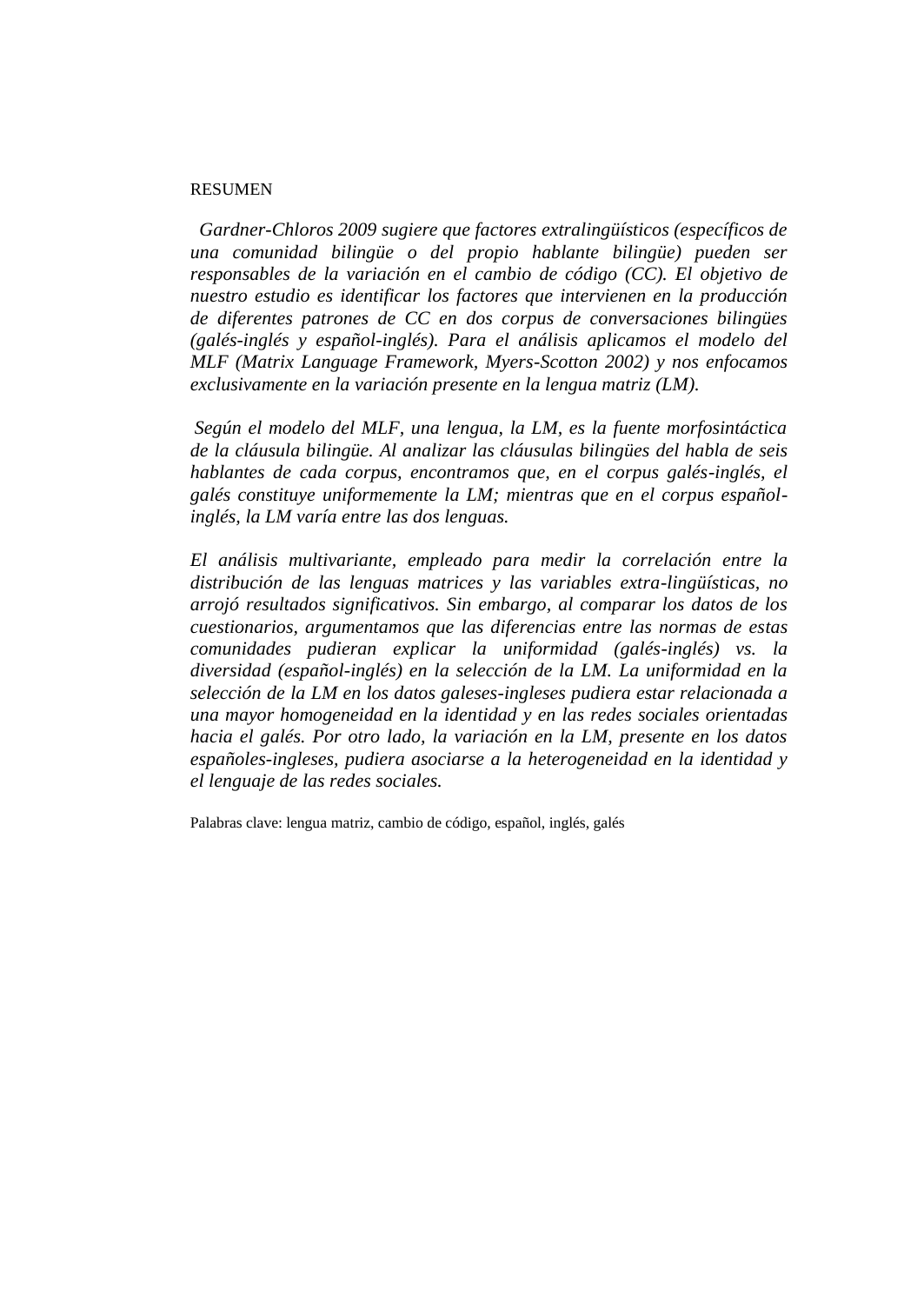RESUMEN

*Gardner-Chloros 2009 sugiere que factores extralingüísticos (específicos de una comunidad bilingüe o del propio hablante bilingüe) pueden ser responsables de la variación en el cambio de código (CC). El objetivo de nuestro estudio es identificar los factores que intervienen en la producción de diferentes patrones de CC en dos corpus de conversaciones bilingües (galés-inglés y español-inglés). Para el análisis aplicamos el modelo del MLF (Matrix Language Framework, Myers-Scotton 2002) y nos enfocamos exclusivamente en la variación presente en la lengua matriz (LM).*

*Según el modelo del MLF, una lengua, la LM, es la fuente morfosintáctica de la cláusula bilingüe. Al analizar las cláusulas bilingües del habla de seis hablantes de cada corpus, encontramos que, en el corpus galés-inglés, el galés constituye uniformemente la LM; mientras que en el corpus español-inglés, la LM varía entre las dos lenguas.*

*El análisis multivariante, empleado para medir la correlación entre la distribución de las lenguas matrices y las variables extra-lingüísticas, no arrojó resultados significativos. Sin embargo, al comparar los datos de los cuestionarios, argumentamos que las diferencias entre las normas de estas comunidades pudieran explicar la uniformidad (galés-inglés) vs. la diversidad (español-inglés) en la selección de la LM. La uniformidad en la selección de la LM en los datos galeses-ingleses pudiera estar relacionada a una mayor homogeneidad en la identidad y en las redes sociales orientadas hacia el galés. Por otro lado, la variación en la LM, presente en los datos españoles-ingleses, pudiera asociarse a la heterogeneidad en la identidad y el lenguaje de las redes sociales.*

Palabras clave: lengua matriz, cambio de código, español, inglés, galés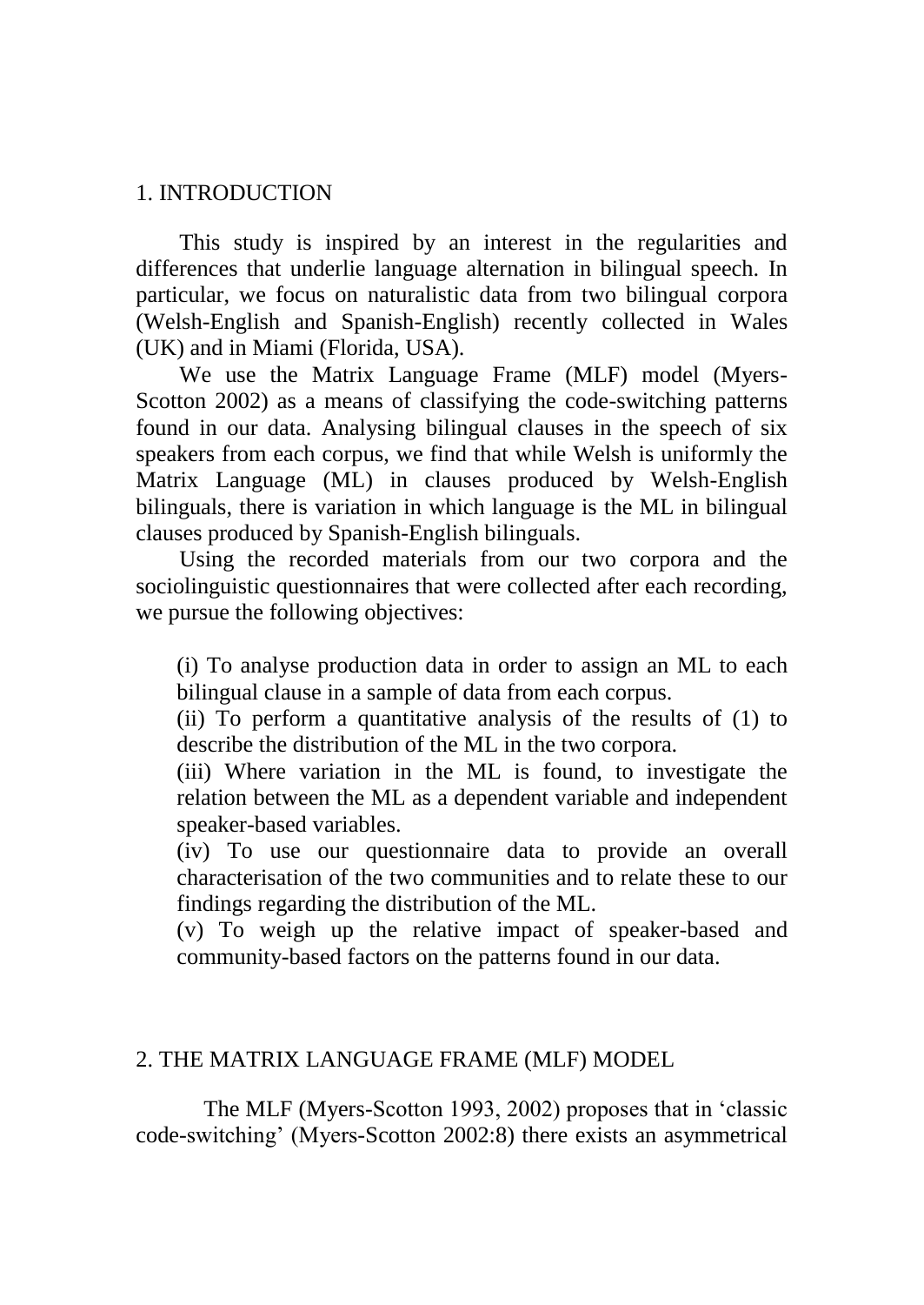## 1. INTRODUCTION

This study is inspired by an interest in the regularities and differences that underlie language alternation in bilingual speech. In particular, we focus on naturalistic data from two bilingual corpora (Welsh-English and Spanish-English) recently collected in Wales (UK) and in Miami (Florida, USA).

We use the Matrix Language Frame (MLF) model (Myers-Scotton 2002) as a means of classifying the code-switching patterns found in our data. Analysing bilingual clauses in the speech of six speakers from each corpus, we find that while Welsh is uniformly the Matrix Language (ML) in clauses produced by Welsh-English bilinguals, there is variation in which language is the ML in bilingual clauses produced by Spanish-English bilinguals.

Using the recorded materials from our two corpora and the sociolinguistic questionnaires that were collected after each recording, we pursue the following objectives:

(i) To analyse production data in order to assign an ML to each bilingual clause in a sample of data from each corpus.
(ii) To perform a quantitative analysis of the results of (1) to describe the distribution of the ML in the two corpora.
(iii) Where variation in the ML is found, to investigate the relation between the ML as a dependent variable and independent speaker-based variables.
(iv) To use our questionnaire data to provide an overall characterisation of the two communities and to relate these to our findings regarding the distribution of the ML.
(v) To weigh up the relative impact of speaker-based and community-based factors on the patterns found in our data.

## 2. THE MATRIX LANGUAGE FRAME (MLF) MODEL

The MLF (Myers-Scotton 1993, 2002) proposes that in 'classic code-switching' (Myers-Scotton 2002:8) there exists an asymmetrical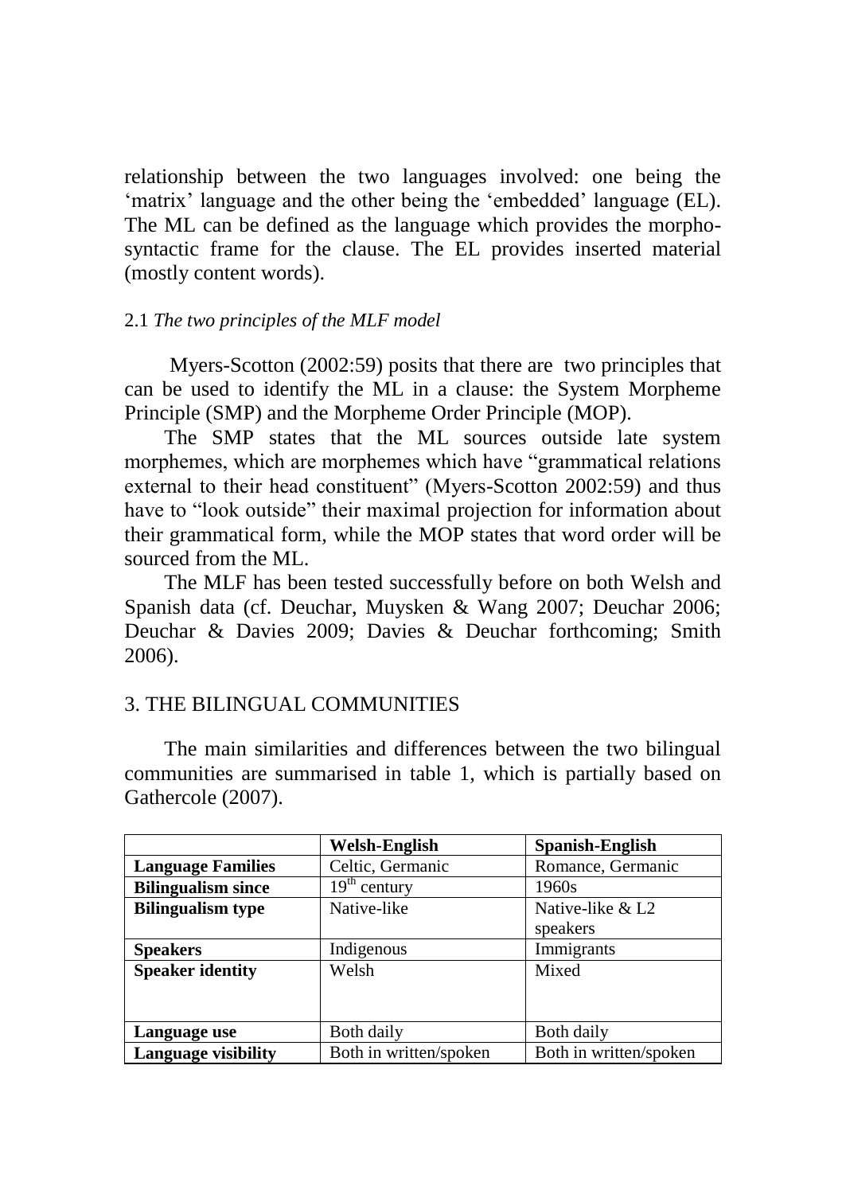relationship between the two languages involved: one being the 'matrix' language and the other being the 'embedded' language (EL). The ML can be defined as the language which provides the morpho-syntactic frame for the clause. The EL provides inserted material (mostly content words).

### 2.1 *The two principles of the MLF model*

Myers-Scotton (2002:59) posits that there are two principles that can be used to identify the ML in a clause: the System Morpheme Principle (SMP) and the Morpheme Order Principle (MOP).

The SMP states that the ML sources outside late system morphemes, which are morphemes which have "grammatical relations external to their head constituent" (Myers-Scotton 2002:59) and thus have to "look outside" their maximal projection for information about their grammatical form, while the MOP states that word order will be sourced from the ML.

The MLF has been tested successfully before on both Welsh and Spanish data (cf. Deuchar, Muysken & Wang 2007; Deuchar 2006; Deuchar & Davies 2009; Davies & Deuchar forthcoming; Smith 2006).

## 3. THE BILINGUAL COMMUNITIES

The main similarities and differences between the two bilingual communities are summarised in table 1, which is partially based on Gathercole (2007).

| | **Welsh-English** | **Spanish-English** |
|---|---|---|
| **Language Families** | Celtic, Germanic | Romance, Germanic |
| **Bilingualism since** | 19th century | 1960s |
| **Bilingualism type** | Native-like | Native-like & L2 speakers |
| **Speakers** | Indigenous | Immigrants |
| **Speaker identity** | Welsh | Mixed |
| **Language use** | Both daily | Both daily |
| **Language visibility** | Both in written/spoken | Both in written/spoken |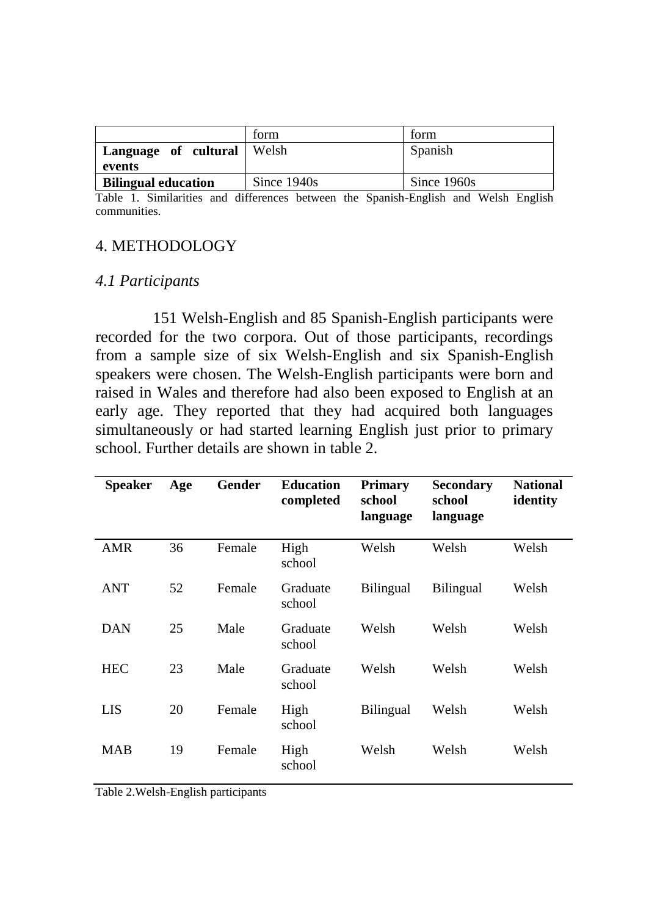| | form | form |
|---|---|---|
| **Language of cultural events** | Welsh | Spanish |
| **Bilingual education** | Since 1940s | Since 1960s |

Table 1. Similarities and differences between the Spanish-English and Welsh English communities.

## 4. METHODOLOGY

### *4.1 Participants*

151 Welsh-English and 85 Spanish-English participants were recorded for the two corpora. Out of those participants, recordings from a sample size of six Welsh-English and six Spanish-English speakers were chosen. The Welsh-English participants were born and raised in Wales and therefore had also been exposed to English at an early age. They reported that they had acquired both languages simultaneously or had started learning English just prior to primary school. Further details are shown in table 2.

| Speaker | Age | Gender | Education completed | Primary school language | Secondary school language | National identity |
|---|---|---|---|---|---|---|
| AMR | 36 | Female | High school | Welsh | Welsh | Welsh |
| ANT | 52 | Female | Graduate school | Bilingual | Bilingual | Welsh |
| DAN | 25 | Male | Graduate school | Welsh | Welsh | Welsh |
| HEC | 23 | Male | Graduate school | Welsh | Welsh | Welsh |
| LIS | 20 | Female | High school | Bilingual | Welsh | Welsh |
| MAB | 19 | Female | High school | Welsh | Welsh | Welsh |

Table 2.Welsh-English participants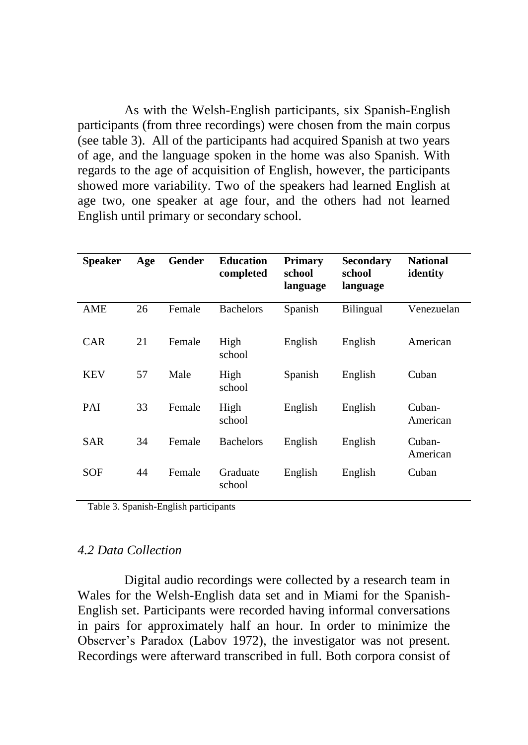As with the Welsh-English participants, six Spanish-English participants (from three recordings) were chosen from the main corpus (see table 3). All of the participants had acquired Spanish at two years of age, and the language spoken in the home was also Spanish. With regards to the age of acquisition of English, however, the participants showed more variability. Two of the speakers had learned English at age two, one speaker at age four, and the others had not learned English until primary or secondary school.

| **Speaker** | **Age** | **Gender** | **Education completed** | **Primary school language** | **Secondary school language** | **National identity** |
|---|---|---|---|---|---|---|
| AME | 26 | Female | Bachelors | Spanish | Bilingual | Venezuelan |
| CAR | 21 | Female | High school | English | English | American |
| KEV | 57 | Male | High school | Spanish | English | Cuban |
| PAI | 33 | Female | High school | English | English | Cuban-American |
| SAR | 34 | Female | Bachelors | English | English | Cuban-American |
| SOF | 44 | Female | Graduate school | English | English | Cuban |

Table 3. Spanish-English participants

### *4.2 Data Collection*

Digital audio recordings were collected by a research team in Wales for the Welsh-English data set and in Miami for the Spanish-English set. Participants were recorded having informal conversations in pairs for approximately half an hour. In order to minimize the Observer's Paradox (Labov 1972), the investigator was not present. Recordings were afterward transcribed in full. Both corpora consist of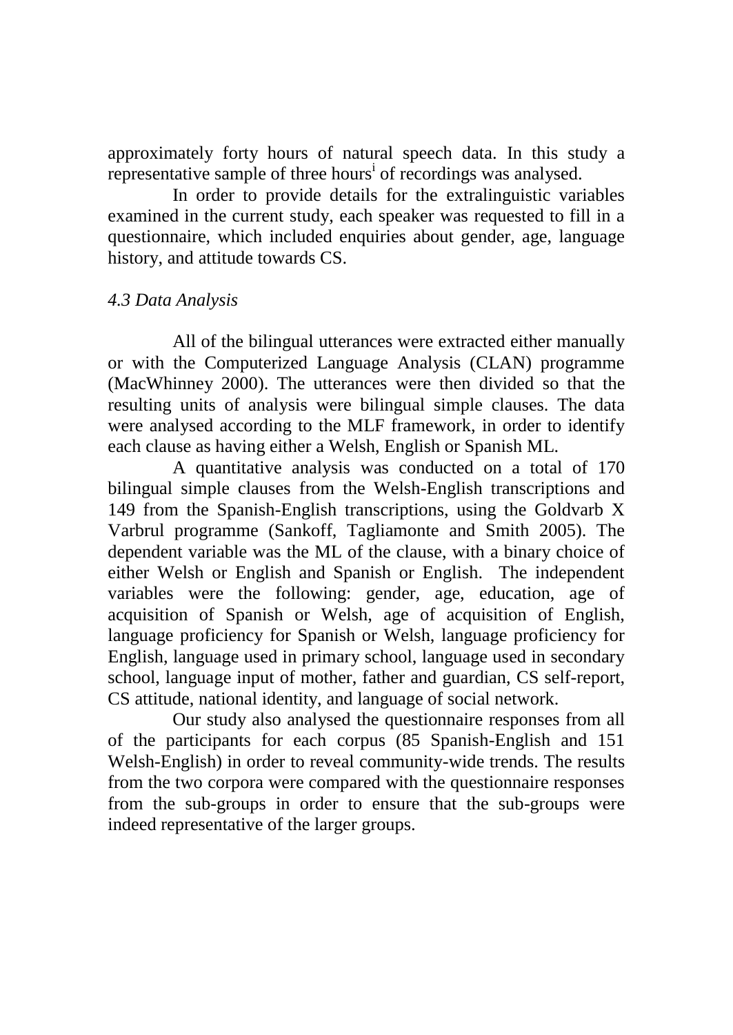approximately forty hours of natural speech data. In this study a representative sample of three hours[i] of recordings was analysed.

In order to provide details for the extralinguistic variables examined in the current study, each speaker was requested to fill in a questionnaire, which included enquiries about gender, age, language history, and attitude towards CS.

### *4.3 Data Analysis*

All of the bilingual utterances were extracted either manually or with the Computerized Language Analysis (CLAN) programme (MacWhinney 2000). The utterances were then divided so that the resulting units of analysis were bilingual simple clauses. The data were analysed according to the MLF framework, in order to identify each clause as having either a Welsh, English or Spanish ML.

A quantitative analysis was conducted on a total of 170 bilingual simple clauses from the Welsh-English transcriptions and 149 from the Spanish-English transcriptions, using the Goldvarb X Varbrul programme (Sankoff, Tagliamonte and Smith 2005). The dependent variable was the ML of the clause, with a binary choice of either Welsh or English and Spanish or English. The independent variables were the following: gender, age, education, age of acquisition of Spanish or Welsh, age of acquisition of English, language proficiency for Spanish or Welsh, language proficiency for English, language used in primary school, language used in secondary school, language input of mother, father and guardian, CS self-report, CS attitude, national identity, and language of social network.

Our study also analysed the questionnaire responses from all of the participants for each corpus (85 Spanish-English and 151 Welsh-English) in order to reveal community-wide trends. The results from the two corpora were compared with the questionnaire responses from the sub-groups in order to ensure that the sub-groups were indeed representative of the larger groups.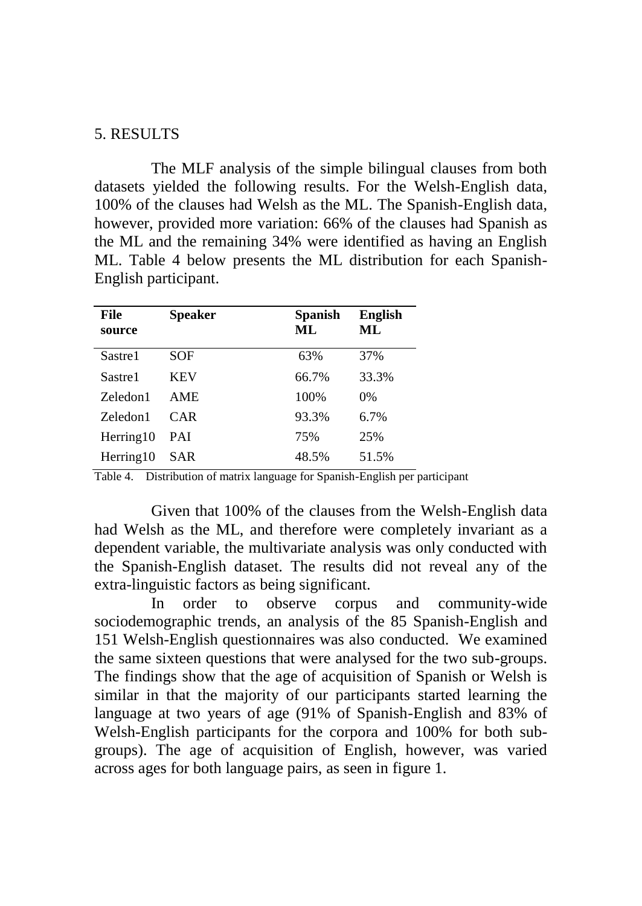## 5. RESULTS

The MLF analysis of the simple bilingual clauses from both datasets yielded the following results. For the Welsh-English data, 100% of the clauses had Welsh as the ML. The Spanish-English data, however, provided more variation: 66% of the clauses had Spanish as the ML and the remaining 34% were identified as having an English ML. Table 4 below presents the ML distribution for each Spanish-English participant.

| File source | Speaker | Spanish ML | English ML |
|---|---|---|---|
| Sastre1 | SOF | 63% | 37% |
| Sastre1 | KEV | 66.7% | 33.3% |
| Zeledon1 | AME | 100% | 0% |
| Zeledon1 | CAR | 93.3% | 6.7% |
| Herring10 | PAI | 75% | 25% |
| Herring10 | SAR | 48.5% | 51.5% |

Table 4. Distribution of matrix language for Spanish-English per participant

Given that 100% of the clauses from the Welsh-English data had Welsh as the ML, and therefore were completely invariant as a dependent variable, the multivariate analysis was only conducted with the Spanish-English dataset. The results did not reveal any of the extra-linguistic factors as being significant.

In order to observe corpus and community-wide sociodemographic trends, an analysis of the 85 Spanish-English and 151 Welsh-English questionnaires was also conducted. We examined the same sixteen questions that were analysed for the two sub-groups. The findings show that the age of acquisition of Spanish or Welsh is similar in that the majority of our participants started learning the language at two years of age (91% of Spanish-English and 83% of Welsh-English participants for the corpora and 100% for both sub-groups). The age of acquisition of English, however, was varied across ages for both language pairs, as seen in figure 1.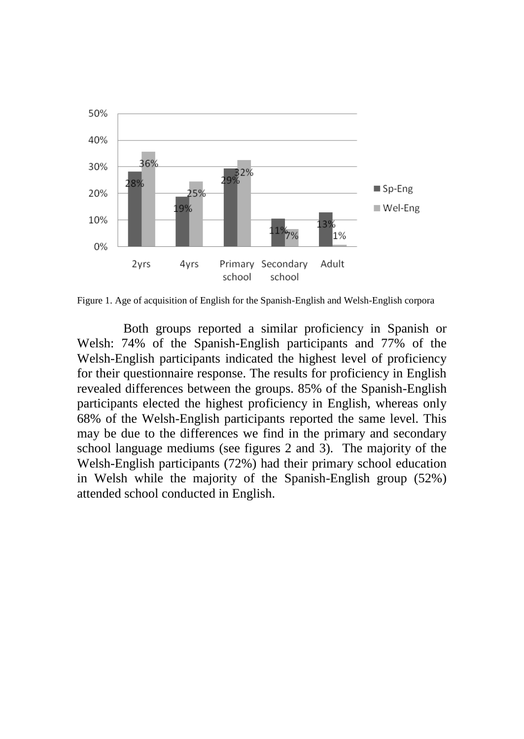Figure 1. Age of acquisition of English for the Spanish-English and Welsh-English corpora

Both groups reported a similar proficiency in Spanish or Welsh: 74% of the Spanish-English participants and 77% of the Welsh-English participants indicated the highest level of proficiency for their questionnaire response. The results for proficiency in English revealed differences between the groups. 85% of the Spanish-English participants elected the highest proficiency in English, whereas only 68% of the Welsh-English participants reported the same level. This may be due to the differences we find in the primary and secondary school language mediums (see figures 2 and 3). The majority of the Welsh-English participants (72%) had their primary school education in Welsh while the majority of the Spanish-English group (52%) attended school conducted in English.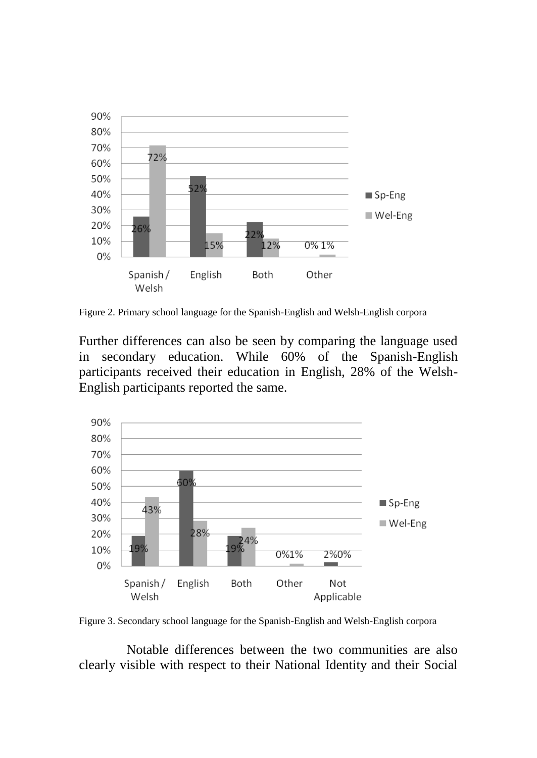Figure 2. Primary school language for the Spanish-English and Welsh-English corpora

Further differences can also be seen by comparing the language used in secondary education. While 60% of the Spanish-English participants received their education in English, 28% of the Welsh-English participants reported the same.

Figure 3. Secondary school language for the Spanish-English and Welsh-English corpora

Notable differences between the two communities are also clearly visible with respect to their National Identity and their Social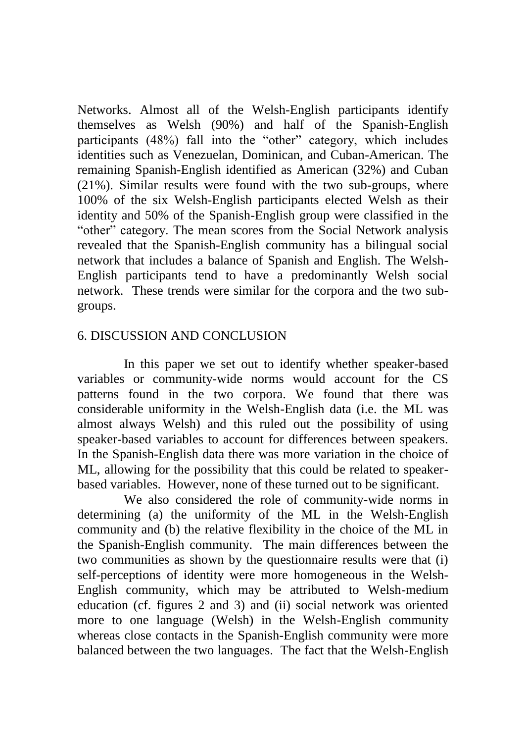Networks. Almost all of the Welsh-English participants identify themselves as Welsh (90%) and half of the Spanish-English participants (48%) fall into the "other" category, which includes identities such as Venezuelan, Dominican, and Cuban-American. The remaining Spanish-English identified as American (32%) and Cuban (21%). Similar results were found with the two sub-groups, where 100% of the six Welsh-English participants elected Welsh as their identity and 50% of the Spanish-English group were classified in the "other" category. The mean scores from the Social Network analysis revealed that the Spanish-English community has a bilingual social network that includes a balance of Spanish and English. The Welsh-English participants tend to have a predominantly Welsh social network. These trends were similar for the corpora and the two sub-groups.

## 6. DISCUSSION AND CONCLUSION

In this paper we set out to identify whether speaker-based variables or community-wide norms would account for the CS patterns found in the two corpora. We found that there was considerable uniformity in the Welsh-English data (i.e. the ML was almost always Welsh) and this ruled out the possibility of using speaker-based variables to account for differences between speakers. In the Spanish-English data there was more variation in the choice of ML, allowing for the possibility that this could be related to speaker-based variables. However, none of these turned out to be significant.

We also considered the role of community-wide norms in determining (a) the uniformity of the ML in the Welsh-English community and (b) the relative flexibility in the choice of the ML in the Spanish-English community. The main differences between the two communities as shown by the questionnaire results were that (i) self-perceptions of identity were more homogeneous in the Welsh-English community, which may be attributed to Welsh-medium education (cf. figures 2 and 3) and (ii) social network was oriented more to one language (Welsh) in the Welsh-English community whereas close contacts in the Spanish-English community were more balanced between the two languages. The fact that the Welsh-English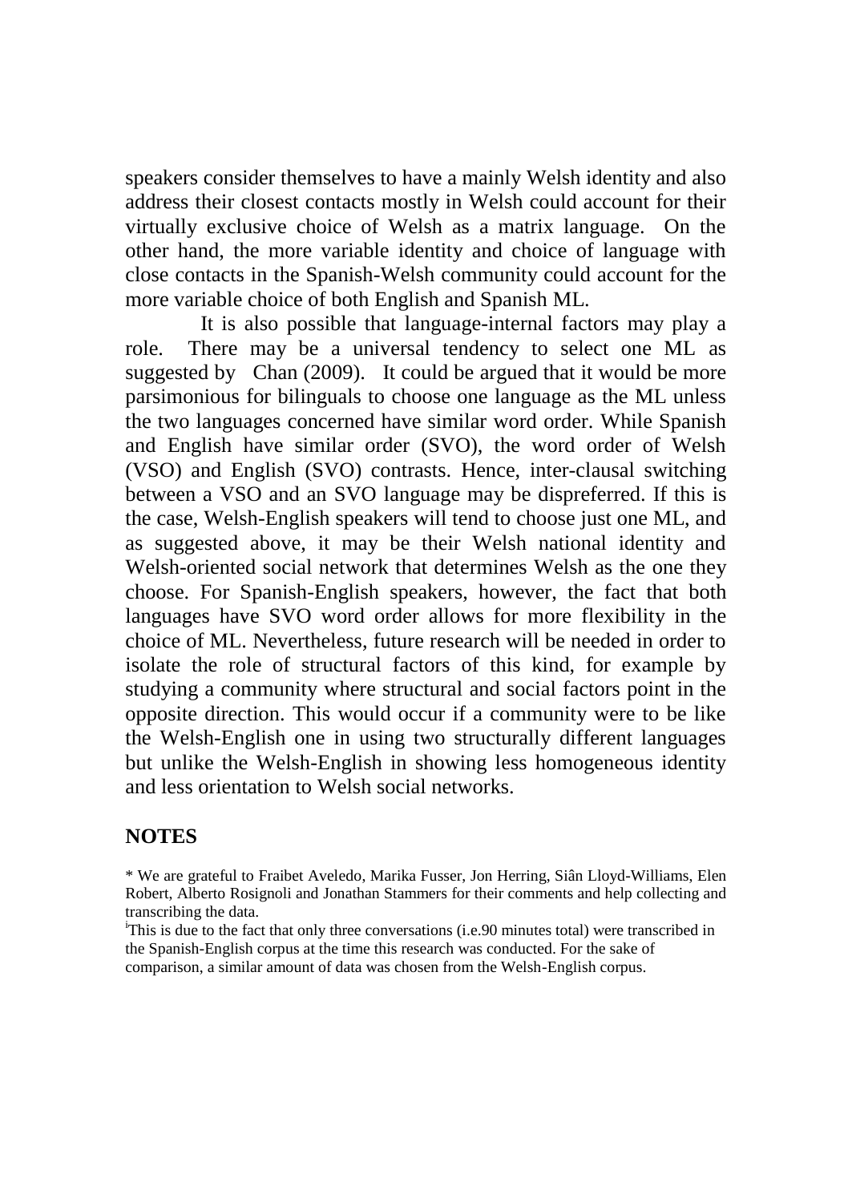speakers consider themselves to have a mainly Welsh identity and also address their closest contacts mostly in Welsh could account for their virtually exclusive choice of Welsh as a matrix language. On the other hand, the more variable identity and choice of language with close contacts in the Spanish-Welsh community could account for the more variable choice of both English and Spanish ML.

It is also possible that language-internal factors may play a role. There may be a universal tendency to select one ML as suggested by Chan (2009). It could be argued that it would be more parsimonious for bilinguals to choose one language as the ML unless the two languages concerned have similar word order. While Spanish and English have similar order (SVO), the word order of Welsh (VSO) and English (SVO) contrasts. Hence, inter-clausal switching between a VSO and an SVO language may be dispreferred. If this is the case, Welsh-English speakers will tend to choose just one ML, and as suggested above, it may be their Welsh national identity and Welsh-oriented social network that determines Welsh as the one they choose. For Spanish-English speakers, however, the fact that both languages have SVO word order allows for more flexibility in the choice of ML. Nevertheless, future research will be needed in order to isolate the role of structural factors of this kind, for example by studying a community where structural and social factors point in the opposite direction. This would occur if a community were to be like the Welsh-English one in using two structurally different languages but unlike the Welsh-English in showing less homogeneous identity and less orientation to Welsh social networks.

## NOTES

* We are grateful to Fraibet Aveledo, Marika Fusser, Jon Herring, Siân Lloyd-Williams, Elen Robert, Alberto Rosignoli and Jonathan Stammers for their comments and help collecting and transcribing the data.

[i] This is due to the fact that only three conversations (i.e.90 minutes total) were transcribed in the Spanish-English corpus at the time this research was conducted. For the sake of comparison, a similar amount of data was chosen from the Welsh-English corpus.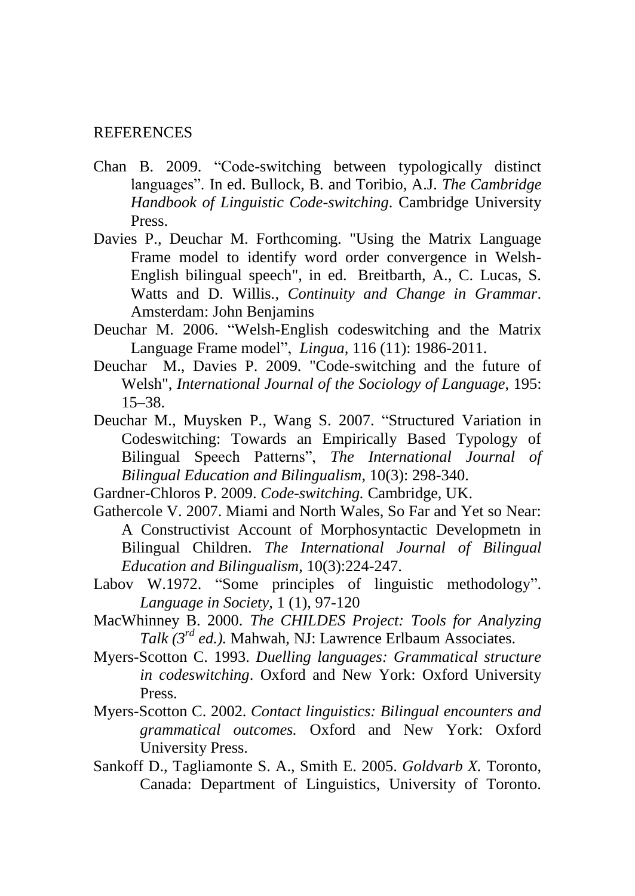## REFERENCES

Chan B. 2009. "Code-switching between typologically distinct languages". In ed. Bullock, B. and Toribio, A.J. *The Cambridge Handbook of Linguistic Code-switching*. Cambridge University Press.

Davies P., Deuchar M. Forthcoming. "Using the Matrix Language Frame model to identify word order convergence in Welsh-English bilingual speech", in ed. Breitbarth, A., C. Lucas, S. Watts and D. Willis., *Continuity and Change in Grammar*. Amsterdam: John Benjamins

Deuchar M. 2006. "Welsh-English codeswitching and the Matrix Language Frame model", *Lingua*, 116 (11): 1986-2011.

Deuchar M., Davies P. 2009. "Code-switching and the future of Welsh", *International Journal of the Sociology of Language*, 195: 15–38.

Deuchar M., Muysken P., Wang S. 2007. "Structured Variation in Codeswitching: Towards an Empirically Based Typology of Bilingual Speech Patterns", *The International Journal of Bilingual Education and Bilingualism*, 10(3): 298-340.

Gardner-Chloros P. 2009. *Code-switching.* Cambridge, UK.

Gathercole V. 2007. Miami and North Wales, So Far and Yet so Near: A Constructivist Account of Morphosyntactic Developmetn in Bilingual Children. *The International Journal of Bilingual Education and Bilingualism,* 10(3):224-247.

Labov W.1972. "Some principles of linguistic methodology". *Language in Society,* 1 (1), 97-120

MacWhinney B. 2000. *The CHILDES Project: Tools for Analyzing Talk (3rd ed.).* Mahwah, NJ: Lawrence Erlbaum Associates.

Myers-Scotton C. 1993. *Duelling languages: Grammatical structure in codeswitching*. Oxford and New York: Oxford University Press.

Myers-Scotton C. 2002. *Contact linguistics: Bilingual encounters and grammatical outcomes.* Oxford and New York: Oxford University Press.

Sankoff D., Tagliamonte S. A., Smith E. 2005. *Goldvarb X.* Toronto, Canada: Department of Linguistics, University of Toronto.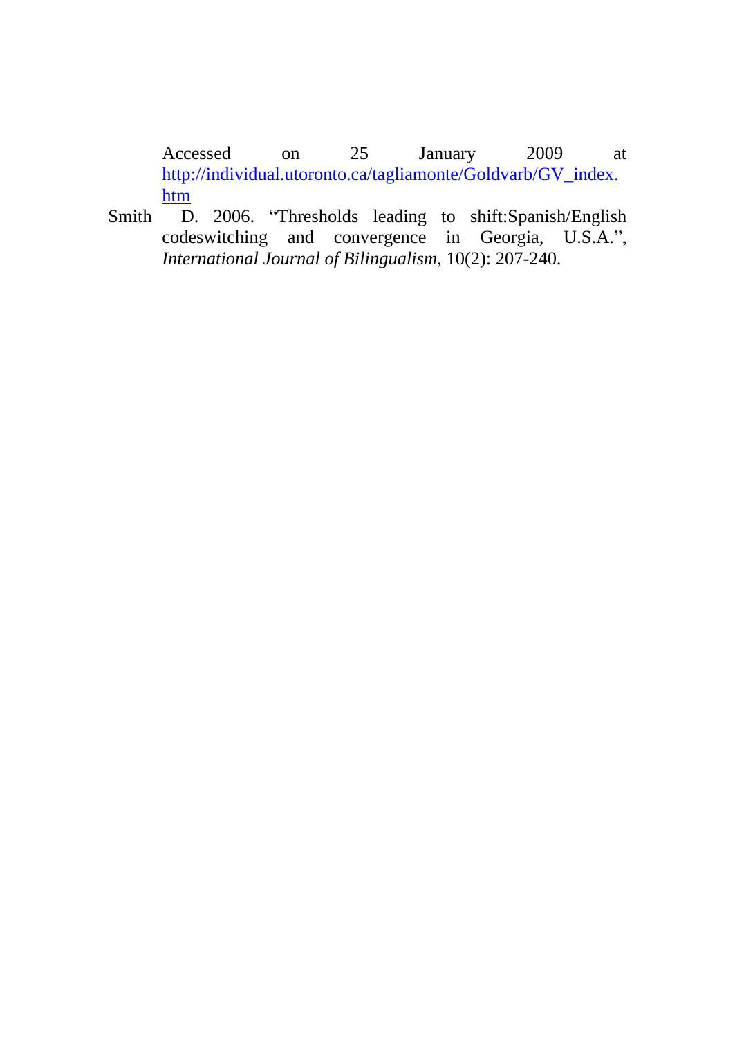Accessed on 25 January 2009 at [http://individual.utoronto.ca/tagliamonte/Goldvarb/GV_index.htm](http://individual.utoronto.ca/tagliamonte/Goldvarb/GV_index.htm)

Smith D. 2006. “Thresholds leading to shift:Spanish/English codeswitching and convergence in Georgia, U.S.A.”, *International Journal of Bilingualism*, 10(2): 207-240.